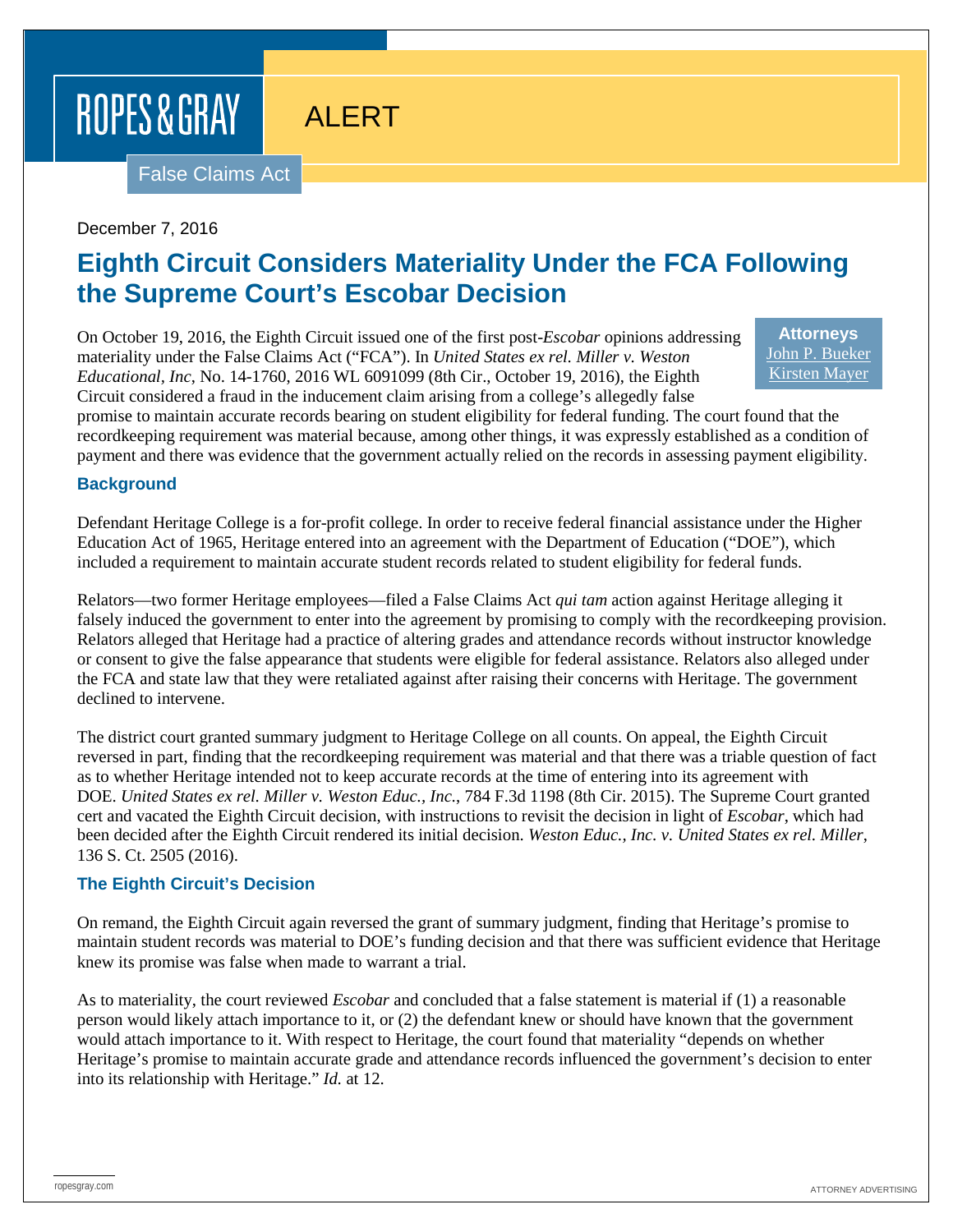ROPES & GRAY

ALERT

False Claims Act

December 7, 2016

# Eighth Circuit Considers Materiality Under the FCA Following the Supreme Court's Escobar Decision

**Attorneys**
John P. Bueker
Kirsten Mayer

On October 19, 2016, the Eighth Circuit issued one of the first post-*Escobar* opinions addressing materiality under the False Claims Act ("FCA"). In *United States ex rel. Miller v. Weston Educational, Inc*, No. 14-1760, 2016 WL 6091099 (8th Cir., October 19, 2016), the Eighth Circuit considered a fraud in the inducement claim arising from a college's allegedly false promise to maintain accurate records bearing on student eligibility for federal funding. The court found that the recordkeeping requirement was material because, among other things, it was expressly established as a condition of payment and there was evidence that the government actually relied on the records in assessing payment eligibility.

### Background

Defendant Heritage College is a for-profit college. In order to receive federal financial assistance under the Higher Education Act of 1965, Heritage entered into an agreement with the Department of Education ("DOE"), which included a requirement to maintain accurate student records related to student eligibility for federal funds.

Relators—two former Heritage employees—filed a False Claims Act *qui tam* action against Heritage alleging it falsely induced the government to enter into the agreement by promising to comply with the recordkeeping provision. Relators alleged that Heritage had a practice of altering grades and attendance records without instructor knowledge or consent to give the false appearance that students were eligible for federal assistance. Relators also alleged under the FCA and state law that they were retaliated against after raising their concerns with Heritage. The government declined to intervene.

The district court granted summary judgment to Heritage College on all counts. On appeal, the Eighth Circuit reversed in part, finding that the recordkeeping requirement was material and that there was a triable question of fact as to whether Heritage intended not to keep accurate records at the time of entering into its agreement with DOE. *United States ex rel. Miller v. Weston Educ., Inc.*, 784 F.3d 1198 (8th Cir. 2015). The Supreme Court granted cert and vacated the Eighth Circuit decision, with instructions to revisit the decision in light of *Escobar*, which had been decided after the Eighth Circuit rendered its initial decision. *Weston Educ., Inc. v. United States ex rel. Miller*, 136 S. Ct. 2505 (2016).

### The Eighth Circuit's Decision

On remand, the Eighth Circuit again reversed the grant of summary judgment, finding that Heritage's promise to maintain student records was material to DOE's funding decision and that there was sufficient evidence that Heritage knew its promise was false when made to warrant a trial.

As to materiality, the court reviewed *Escobar* and concluded that a false statement is material if (1) a reasonable person would likely attach importance to it, or (2) the defendant knew or should have known that the government would attach importance to it. With respect to Heritage, the court found that materiality "depends on whether Heritage's promise to maintain accurate grade and attendance records influenced the government's decision to enter into its relationship with Heritage." *Id.* at 12.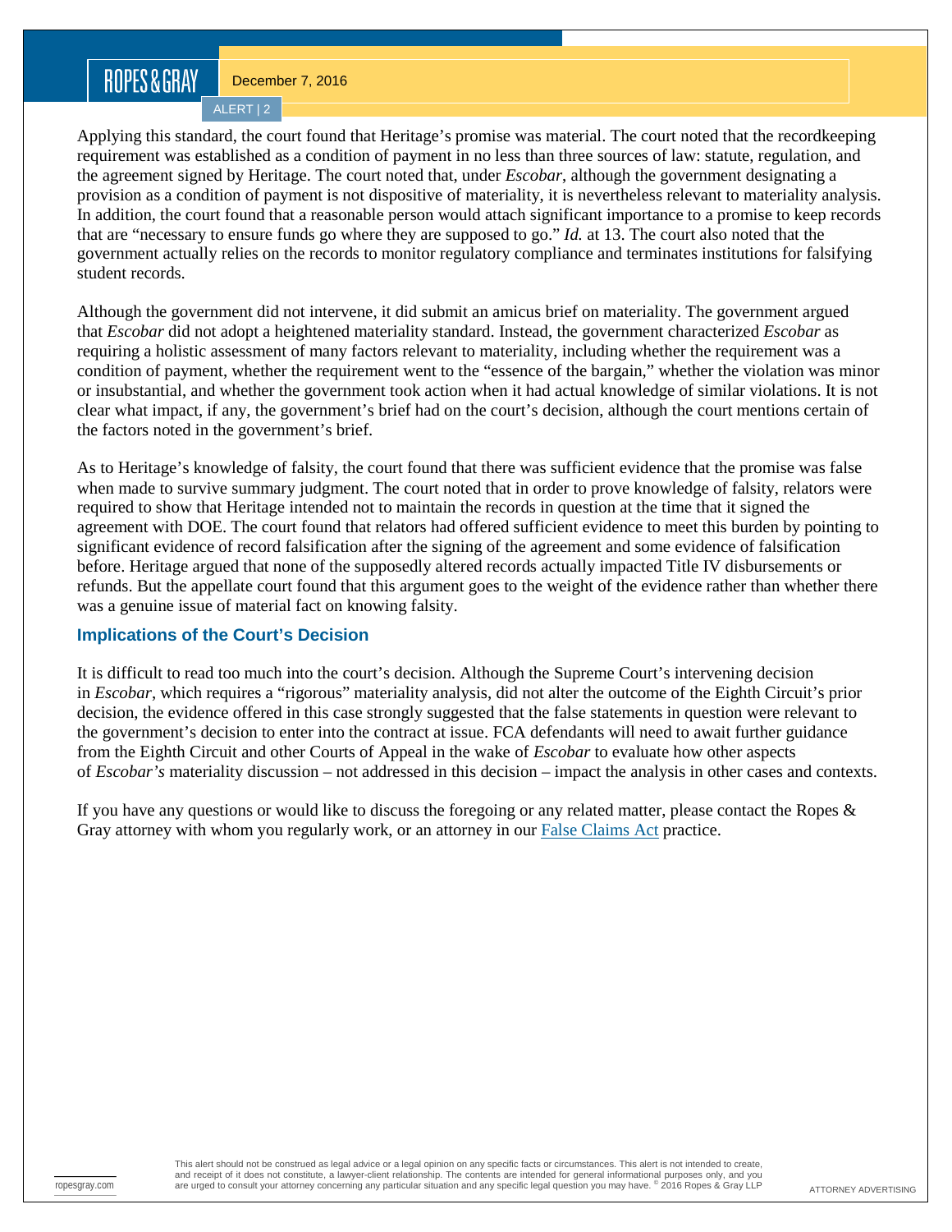Applying this standard, the court found that Heritage's promise was material. The court noted that the recordkeeping requirement was established as a condition of payment in no less than three sources of law: statute, regulation, and the agreement signed by Heritage. The court noted that, under *Escobar*, although the government designating a provision as a condition of payment is not dispositive of materiality, it is nevertheless relevant to materiality analysis. In addition, the court found that a reasonable person would attach significant importance to a promise to keep records that are "necessary to ensure funds go where they are supposed to go." *Id.* at 13. The court also noted that the government actually relies on the records to monitor regulatory compliance and terminates institutions for falsifying student records.

Although the government did not intervene, it did submit an amicus brief on materiality. The government argued that *Escobar* did not adopt a heightened materiality standard. Instead, the government characterized *Escobar* as requiring a holistic assessment of many factors relevant to materiality, including whether the requirement was a condition of payment, whether the requirement went to the "essence of the bargain," whether the violation was minor or insubstantial, and whether the government took action when it had actual knowledge of similar violations. It is not clear what impact, if any, the government's brief had on the court's decision, although the court mentions certain of the factors noted in the government's brief.

As to Heritage's knowledge of falsity, the court found that there was sufficient evidence that the promise was false when made to survive summary judgment. The court noted that in order to prove knowledge of falsity, relators were required to show that Heritage intended not to maintain the records in question at the time that it signed the agreement with DOE. The court found that relators had offered sufficient evidence to meet this burden by pointing to significant evidence of record falsification after the signing of the agreement and some evidence of falsification before. Heritage argued that none of the supposedly altered records actually impacted Title IV disbursements or refunds. But the appellate court found that this argument goes to the weight of the evidence rather than whether there was a genuine issue of material fact on knowing falsity.

### Implications of the Court's Decision

It is difficult to read too much into the court's decision. Although the Supreme Court's intervening decision in *Escobar*, which requires a "rigorous" materiality analysis, did not alter the outcome of the Eighth Circuit's prior decision, the evidence offered in this case strongly suggested that the false statements in question were relevant to the government's decision to enter into the contract at issue. FCA defendants will need to await further guidance from the Eighth Circuit and other Courts of Appeal in the wake of *Escobar* to evaluate how other aspects of *Escobar's* materiality discussion – not addressed in this decision – impact the analysis in other cases and contexts.

If you have any questions or would like to discuss the foregoing or any related matter, please contact the Ropes & Gray attorney with whom you regularly work, or an attorney in our False Claims Act practice.

This alert should not be construed as legal advice or a legal opinion on any specific facts or circumstances. This alert is not intended to create, and receipt of it does not constitute, a lawyer-client relationship. The contents are intended for general informational purposes only, and you are urged to consult your attorney concerning any particular situation and any specific legal question you may have. © 2016 Ropes & Gray LLP

ATTORNEY ADVERTISING